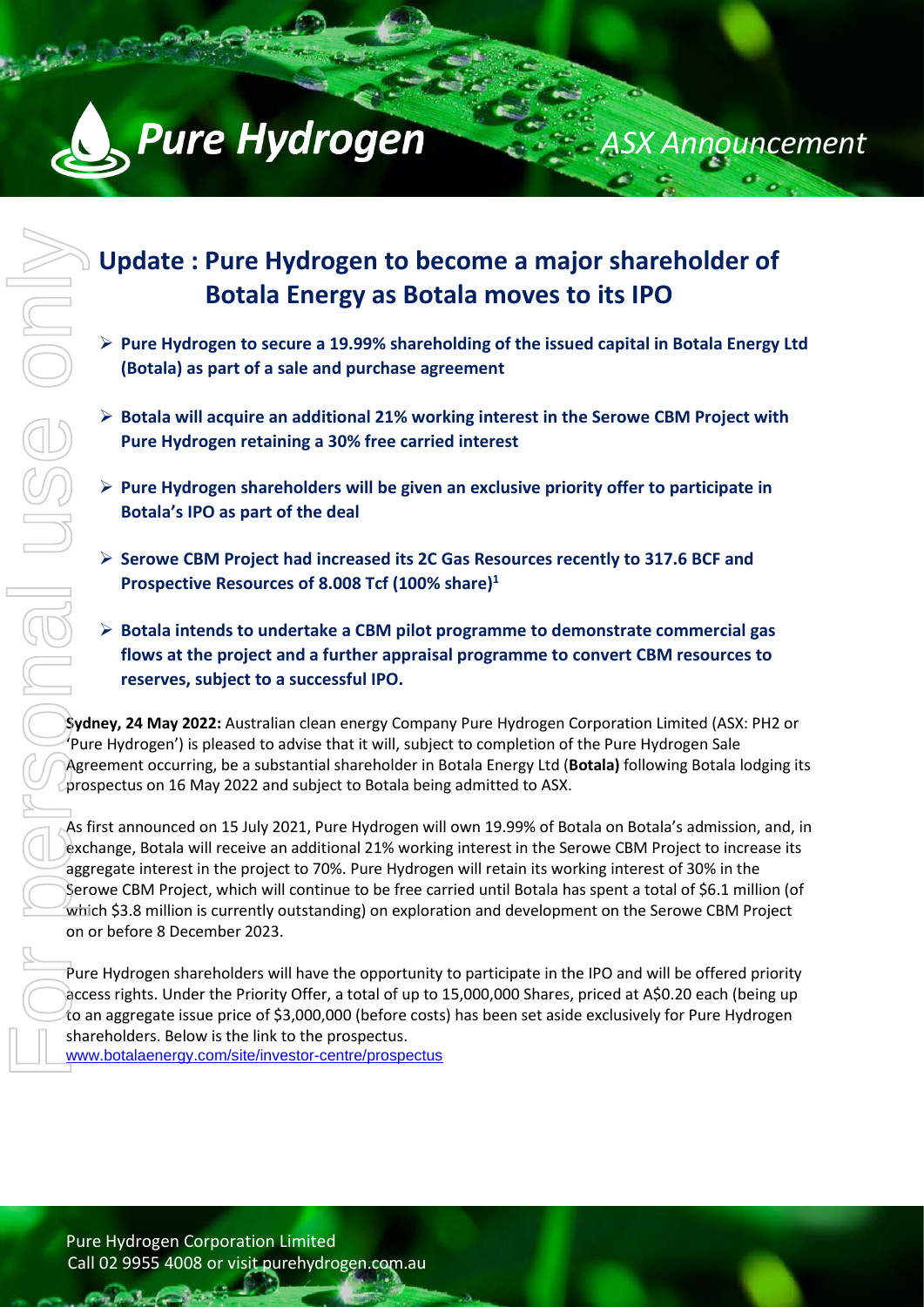# Update : Pure Hydrogen to become a major shareholder of Botala Energy as Botala moves to its IPO

- **Pure Hydrogen to secure a 19.99% shareholding of the issued capital in Botala Energy Ltd (Botala) as part of a sale and purchase agreement**
- **Botala will acquire an additional 21% working interest in the Serowe CBM Project with Pure Hydrogen retaining a 30% free carried interest**
- **Pure Hydrogen shareholders will be given an exclusive priority offer to participate in Botala's IPO as part of the deal**
- **Serowe CBM Project had increased its 2C Gas Resources recently to 317.6 BCF and Prospective Resources of 8.008 Tcf (100% share)[1]**
- **Botala intends to undertake a CBM pilot programme to demonstrate commercial gas flows at the project and a further appraisal programme to convert CBM resources to reserves, subject to a successful IPO.**

**Sydney, 24 May 2022:** Australian clean energy Company Pure Hydrogen Corporation Limited (ASX: PH2 or 'Pure Hydrogen') is pleased to advise that it will, subject to completion of the Pure Hydrogen Sale Agreement occurring, be a substantial shareholder in Botala Energy Ltd (**Botala)** following Botala lodging its prospectus on 16 May 2022 and subject to Botala being admitted to ASX.

As first announced on 15 July 2021, Pure Hydrogen will own 19.99% of Botala on Botala's admission, and, in exchange, Botala will receive an additional 21% working interest in the Serowe CBM Project to increase its aggregate interest in the project to 70%. Pure Hydrogen will retain its working interest of 30% in the Serowe CBM Project, which will continue to be free carried until Botala has spent a total of $6.1 million (of which $3.8 million is currently outstanding) on exploration and development on the Serowe CBM Project on or before 8 December 2023.

Pure Hydrogen shareholders will have the opportunity to participate in the IPO and will be offered priority access rights. Under the Priority Offer, a total of up to 15,000,000 Shares, priced at A$0.20 each (being up to an aggregate issue price of $3,000,000 (before costs) has been set aside exclusively for Pure Hydrogen shareholders. Below is the link to the prospectus.
www.botalaenergy.com/site/investor-centre/prospectus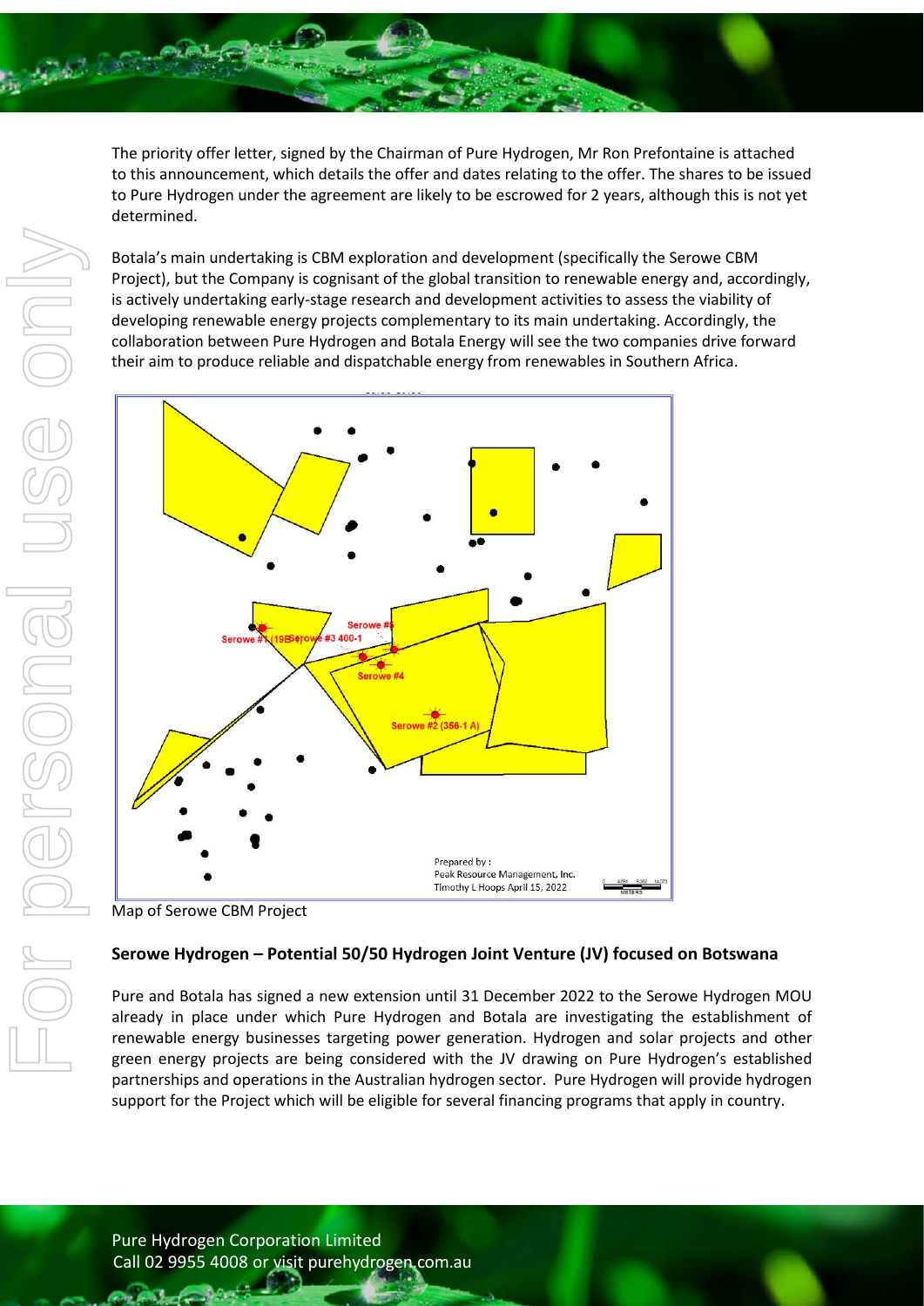The priority offer letter, signed by the Chairman of Pure Hydrogen, Mr Ron Prefontaine is attached to this announcement, which details the offer and dates relating to the offer. The shares to be issued to Pure Hydrogen under the agreement are likely to be escrowed for 2 years, although this is not yet determined.

Botala's main undertaking is CBM exploration and development (specifically the Serowe CBM Project), but the Company is cognisant of the global transition to renewable energy and, accordingly, is actively undertaking early-stage research and development activities to assess the viability of developing renewable energy projects complementary to its main undertaking. Accordingly, the collaboration between Pure Hydrogen and Botala Energy will see the two companies drive forward their aim to produce reliable and dispatchable energy from renewables in Southern Africa.

Map of Serowe CBM Project

## Serowe Hydrogen – Potential 50/50 Hydrogen Joint Venture (JV) focused on Botswana

Pure and Botala has signed a new extension until 31 December 2022 to the Serowe Hydrogen MOU already in place under which Pure Hydrogen and Botala are investigating the establishment of renewable energy businesses targeting power generation. Hydrogen and solar projects and other green energy projects are being considered with the JV drawing on Pure Hydrogen's established partnerships and operations in the Australian hydrogen sector. Pure Hydrogen will provide hydrogen support for the Project which will be eligible for several financing programs that apply in country.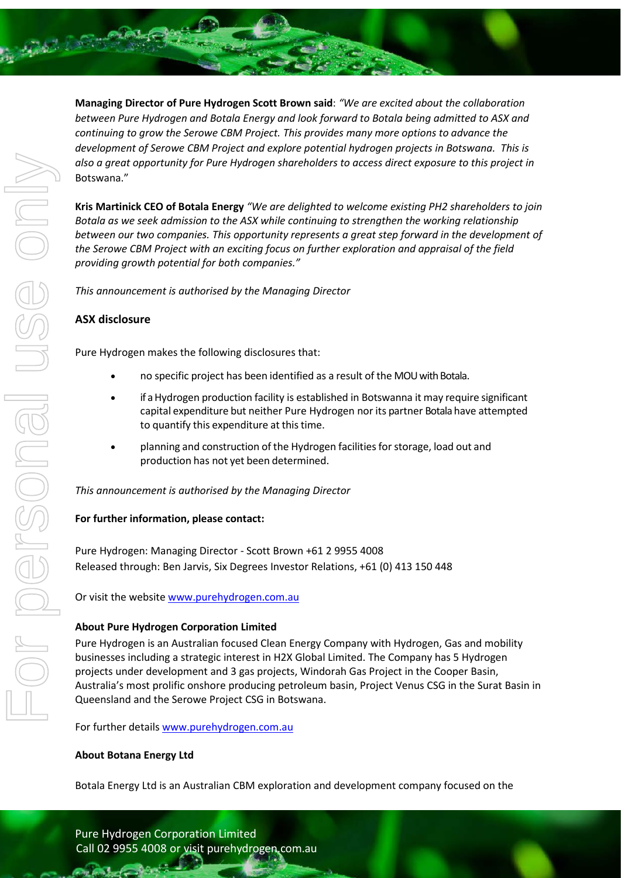**Managing Director of Pure Hydrogen Scott Brown said**: *"We are excited about the collaboration between Pure Hydrogen and Botala Energy and look forward to Botala being admitted to ASX and continuing to grow the Serowe CBM Project. This provides many more options to advance the development of Serowe CBM Project and explore potential hydrogen projects in Botswana. This is also a great opportunity for Pure Hydrogen shareholders to access direct exposure to this project in* Botswana."

**Kris Martinick CEO of Botala Energy** *"We are delighted to welcome existing PH2 shareholders to join Botala as we seek admission to the ASX while continuing to strengthen the working relationship between our two companies. This opportunity represents a great step forward in the development of the Serowe CBM Project with an exciting focus on further exploration and appraisal of the field providing growth potential for both companies."*

*This announcement is authorised by the Managing Director*

**ASX disclosure**

Pure Hydrogen makes the following disclosures that:

- no specific project has been identified as a result of the MOU with Botala.
- if a Hydrogen production facility is established in Botswanna it may require significant capital expenditure but neither Pure Hydrogen nor its partner Botala have attempted to quantify this expenditure at this time.
- planning and construction of the Hydrogen facilities for storage, load out and production has not yet been determined.

*This announcement is authorised by the Managing Director*

**For further information, please contact:**

Pure Hydrogen: Managing Director - Scott Brown +61 2 9955 4008
Released through: Ben Jarvis, Six Degrees Investor Relations, +61 (0) 413 150 448

Or visit the website www.purehydrogen.com.au

**About Pure Hydrogen Corporation Limited**

Pure Hydrogen is an Australian focused Clean Energy Company with Hydrogen, Gas and mobility businesses including a strategic interest in H2X Global Limited. The Company has 5 Hydrogen projects under development and 3 gas projects, Windorah Gas Project in the Cooper Basin, Australia's most prolific onshore producing petroleum basin, Project Venus CSG in the Surat Basin in Queensland and the Serowe Project CSG in Botswana.

For further details www.purehydrogen.com.au

**About Botana Energy Ltd**

Botala Energy Ltd is an Australian CBM exploration and development company focused on the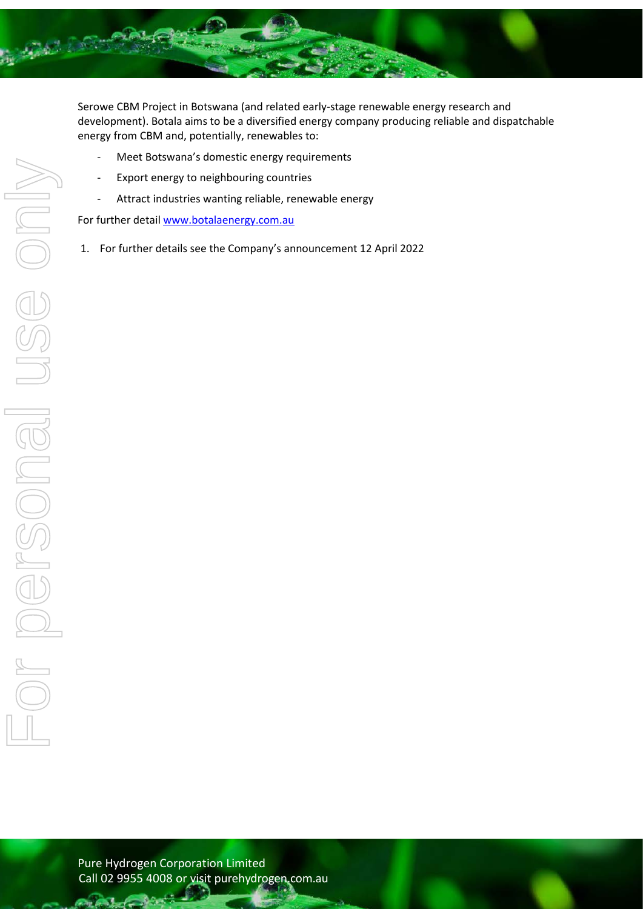Serowe CBM Project in Botswana (and related early-stage renewable energy research and development). Botala aims to be a diversified energy company producing reliable and dispatchable energy from CBM and, potentially, renewables to:

- Meet Botswana's domestic energy requirements
- Export energy to neighbouring countries
- Attract industries wanting reliable, renewable energy

For further detail [www.botalaenergy.com.au](http://www.botalaenergy.com.au)

1. For further details see the Company's announcement 12 April 2022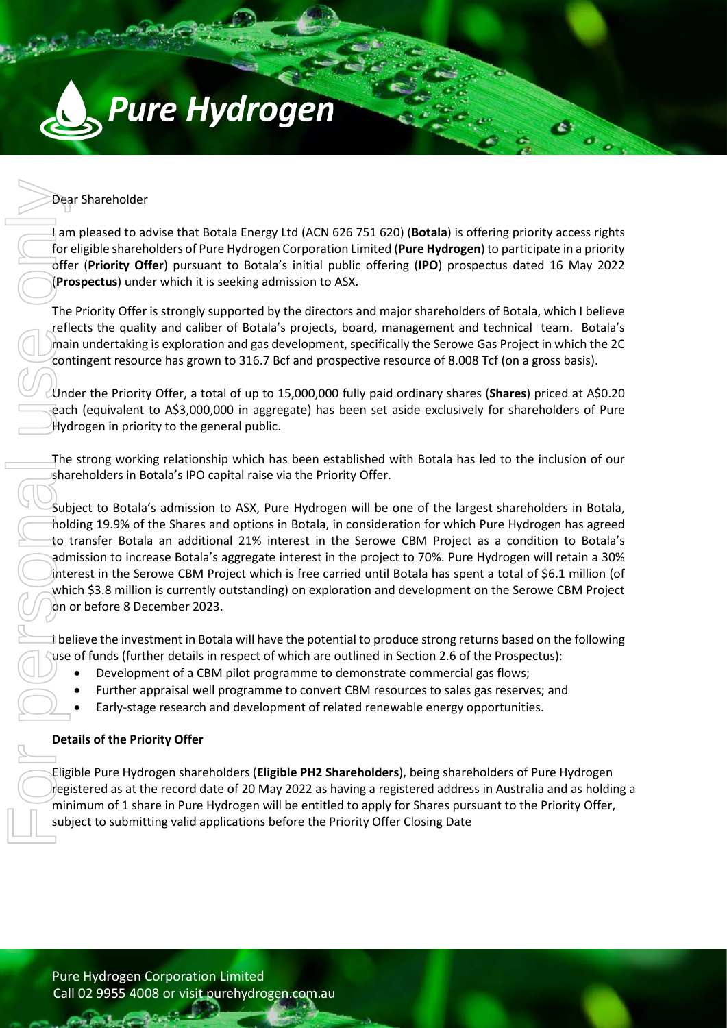Dear Shareholder

I am pleased to advise that Botala Energy Ltd (ACN 626 751 620) (**Botala**) is offering priority access rights for eligible shareholders of Pure Hydrogen Corporation Limited (**Pure Hydrogen**) to participate in a priority offer (**Priority Offer**) pursuant to Botala's initial public offering (**IPO**) prospectus dated 16 May 2022 (**Prospectus**) under which it is seeking admission to ASX.

The Priority Offer is strongly supported by the directors and major shareholders of Botala, which I believe reflects the quality and caliber of Botala's projects, board, management and technical team. Botala's main undertaking is exploration and gas development, specifically the Serowe Gas Project in which the 2C contingent resource has grown to 316.7 Bcf and prospective resource of 8.008 Tcf (on a gross basis).

Under the Priority Offer, a total of up to 15,000,000 fully paid ordinary shares (**Shares**) priced at A$0.20 each (equivalent to A$3,000,000 in aggregate) has been set aside exclusively for shareholders of Pure Hydrogen in priority to the general public.

The strong working relationship which has been established with Botala has led to the inclusion of our shareholders in Botala's IPO capital raise via the Priority Offer.

Subject to Botala's admission to ASX, Pure Hydrogen will be one of the largest shareholders in Botala, holding 19.9% of the Shares and options in Botala, in consideration for which Pure Hydrogen has agreed to transfer Botala an additional 21% interest in the Serowe CBM Project as a condition to Botala's admission to increase Botala's aggregate interest in the project to 70%. Pure Hydrogen will retain a 30% interest in the Serowe CBM Project which is free carried until Botala has spent a total of $6.1 million (of which $3.8 million is currently outstanding) on exploration and development on the Serowe CBM Project on or before 8 December 2023.

I believe the investment in Botala will have the potential to produce strong returns based on the following use of funds (further details in respect of which are outlined in Section 2.6 of the Prospectus):

- Development of a CBM pilot programme to demonstrate commercial gas flows;
- Further appraisal well programme to convert CBM resources to sales gas reserves; and
- Early-stage research and development of related renewable energy opportunities.

**Details of the Priority Offer**

Eligible Pure Hydrogen shareholders (**Eligible PH2 Shareholders**), being shareholders of Pure Hydrogen registered as at the record date of 20 May 2022 as having a registered address in Australia and as holding a minimum of 1 share in Pure Hydrogen will be entitled to apply for Shares pursuant to the Priority Offer, subject to submitting valid applications before the Priority Offer Closing Date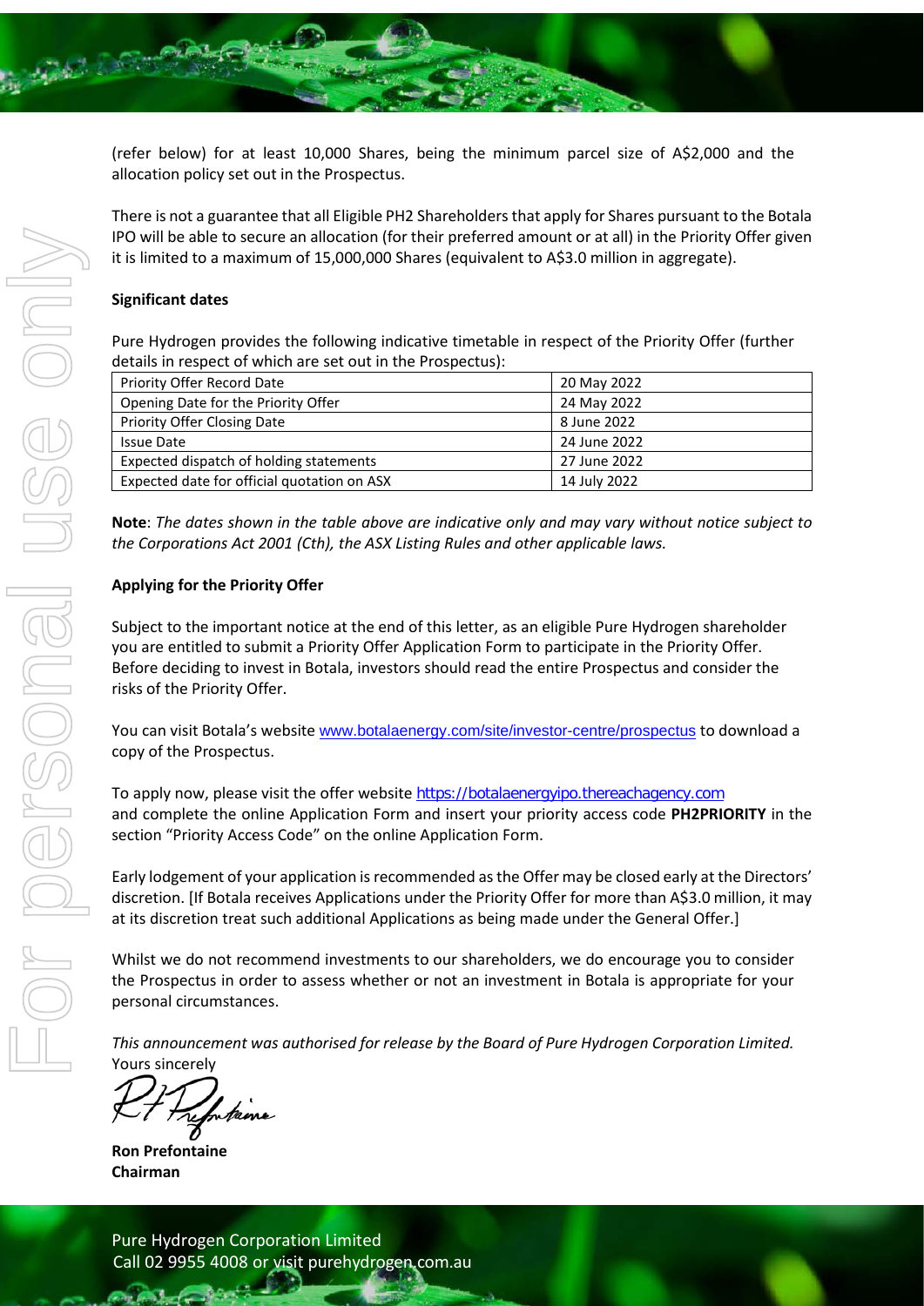(refer below) for at least 10,000 Shares, being the minimum parcel size of A$2,000 and the allocation policy set out in the Prospectus.

There is not a guarantee that all Eligible PH2 Shareholders that apply for Shares pursuant to the Botala IPO will be able to secure an allocation (for their preferred amount or at all) in the Priority Offer given it is limited to a maximum of 15,000,000 Shares (equivalent to A$3.0 million in aggregate).

**Significant dates**

Pure Hydrogen provides the following indicative timetable in respect of the Priority Offer (further details in respect of which are set out in the Prospectus):

| | |
|---|---|
| Priority Offer Record Date | 20 May 2022 |
| Opening Date for the Priority Offer | 24 May 2022 |
| Priority Offer Closing Date | 8 June 2022 |
| Issue Date | 24 June 2022 |
| Expected dispatch of holding statements | 27 June 2022 |
| Expected date for official quotation on ASX | 14 July 2022 |

**Note**: *The dates shown in the table above are indicative only and may vary without notice subject to the Corporations Act 2001 (Cth), the ASX Listing Rules and other applicable laws.*

**Applying for the Priority Offer**

Subject to the important notice at the end of this letter, as an eligible Pure Hydrogen shareholder you are entitled to submit a Priority Offer Application Form to participate in the Priority Offer. Before deciding to invest in Botala, investors should read the entire Prospectus and consider the risks of the Priority Offer.

You can visit Botala's website www.botalaenergy.com/site/investor-centre/prospectus to download a copy of the Prospectus.

To apply now, please visit the offer website https://botalaenergyipo.thereachagency.com and complete the online Application Form and insert your priority access code **PH2PRIORITY** in the section "Priority Access Code" on the online Application Form.

Early lodgement of your application is recommended as the Offer may be closed early at the Directors' discretion. [If Botala receives Applications under the Priority Offer for more than A$3.0 million, it may at its discretion treat such additional Applications as being made under the General Offer.]

Whilst we do not recommend investments to our shareholders, we do encourage you to consider the Prospectus in order to assess whether or not an investment in Botala is appropriate for your personal circumstances.

*This announcement was authorised for release by the Board of Pure Hydrogen Corporation Limited.*

Yours sincerely

**Ron Prefontaine**
**Chairman**

Pure Hydrogen Corporation Limited
Call 02 9955 4008 or visit purehydrogen.com.au